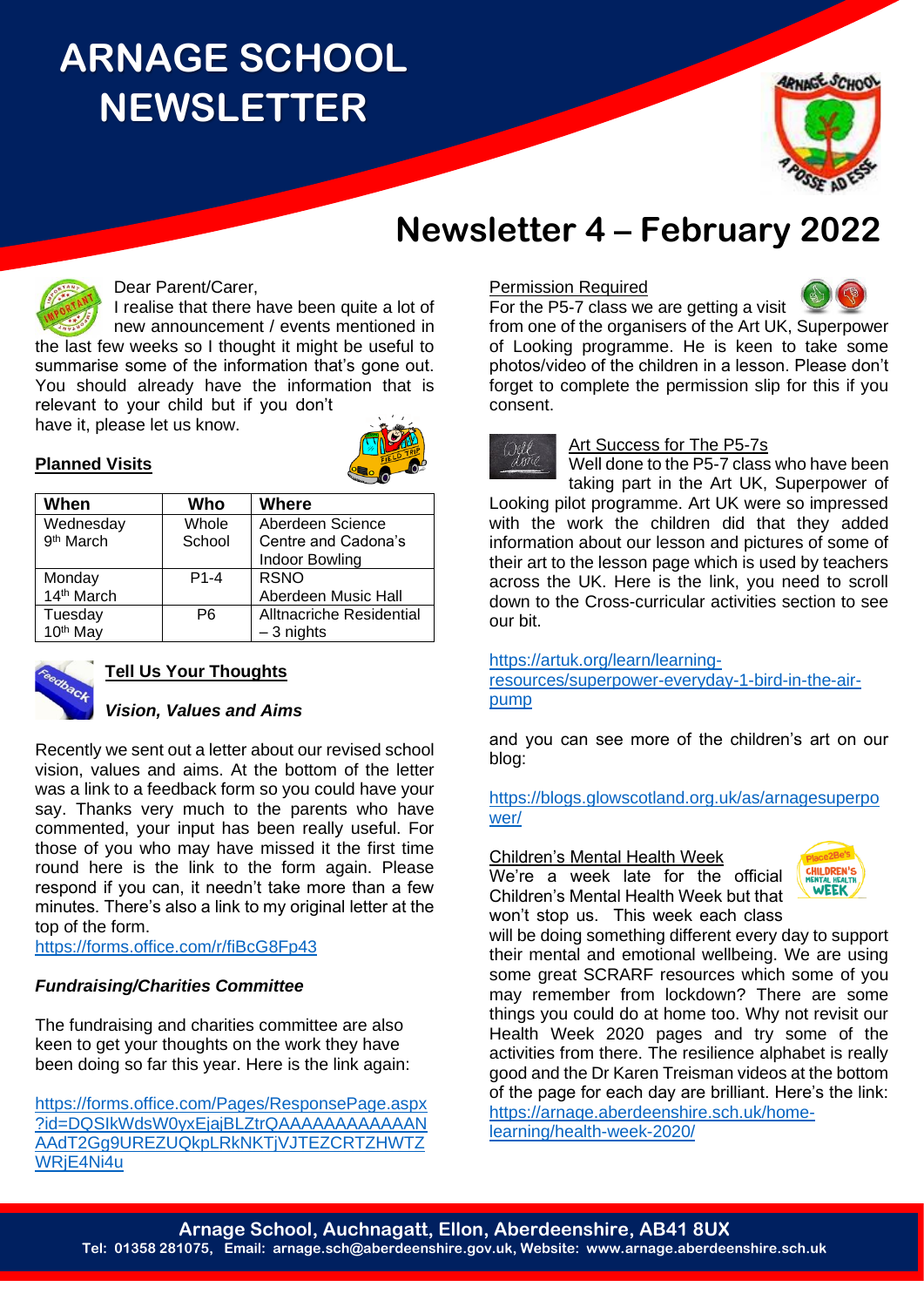# ARNAGE SCHOOL NEWSLETTER

## Newsletter 4 – February 2022

Dear Parent/Carer,

I realise that there have been quite a lot of new announcement / events mentioned in the last few weeks so I thought it might be useful to summarise some of the information that's gone out. You should already have the information that is relevant to your child but if you don't have it, please let us know.

**Planned Visits**

| When | Who | Where |
|---|---|---|
| Wednesday 9th March | Whole School | Aberdeen Science Centre and Cadona's Indoor Bowling |
| Monday 14th March | P1-4 | RSNO Aberdeen Music Hall |
| Tuesday 10th May | P6 | Alltnacriche Residential – 3 nights |

**Tell Us Your Thoughts**

***Vision, Values and Aims***

Recently we sent out a letter about our revised school vision, values and aims. At the bottom of the letter was a link to a feedback form so you could have your say. Thanks very much to the parents who have commented, your input has been really useful. For those of you who may have missed it the first time round here is the link to the form again. Please respond if you can, it needn't take more than a few minutes. There's also a link to my original letter at the top of the form.

https://forms.office.com/r/fiBcG8Fp43

***Fundraising/Charities Committee***

The fundraising and charities committee are also keen to get your thoughts on the work they have been doing so far this year. Here is the link again:

https://forms.office.com/Pages/ResponsePage.aspx?id=DQSIkWdsW0yxEjajBLZtrQAAAAAAAAAAAANAAdT2Gg9UREZUQkpLRkNKTjVJTEZCRTZHWTZWRjE4Ni4u

Permission Required

For the P5-7 class we are getting a visit from one of the organisers of the Art UK, Superpower of Looking programme. He is keen to take some photos/video of the children in a lesson. Please don't forget to complete the permission slip for this if you consent.

Art Success for The P5-7s

Well done to the P5-7 class who have been taking part in the Art UK, Superpower of Looking pilot programme. Art UK were so impressed with the work the children did that they added information about our lesson and pictures of some of their art to the lesson page which is used by teachers across the UK. Here is the link, you need to scroll down to the Cross-curricular activities section to see our bit.

https://artuk.org/learn/learning-resources/superpower-everyday-1-bird-in-the-air-pump

and you can see more of the children's art on our blog:

https://blogs.glowscotland.org.uk/as/arnagesuperpower/

Children's Mental Health Week

We're a week late for the official Children's Mental Health Week but that won't stop us. This week each class will be doing something different every day to support their mental and emotional wellbeing. We are using some great SCRARF resources which some of you may remember from lockdown? There are some things you could do at home too. Why not revisit our Health Week 2020 pages and try some of the activities from there. The resilience alphabet is really good and the Dr Karen Treisman videos at the bottom of the page for each day are brilliant. Here's the link:

https://arnage.aberdeenshire.sch.uk/home-learning/health-week-2020/

**Arnage School, Auchnagatt, Ellon, Aberdeenshire, AB41 8UX**
**Tel: 01358 281075, Email: arnage.sch@aberdeenshire.gov.uk, Website: www.arnage.aberdeenshire.sch.uk**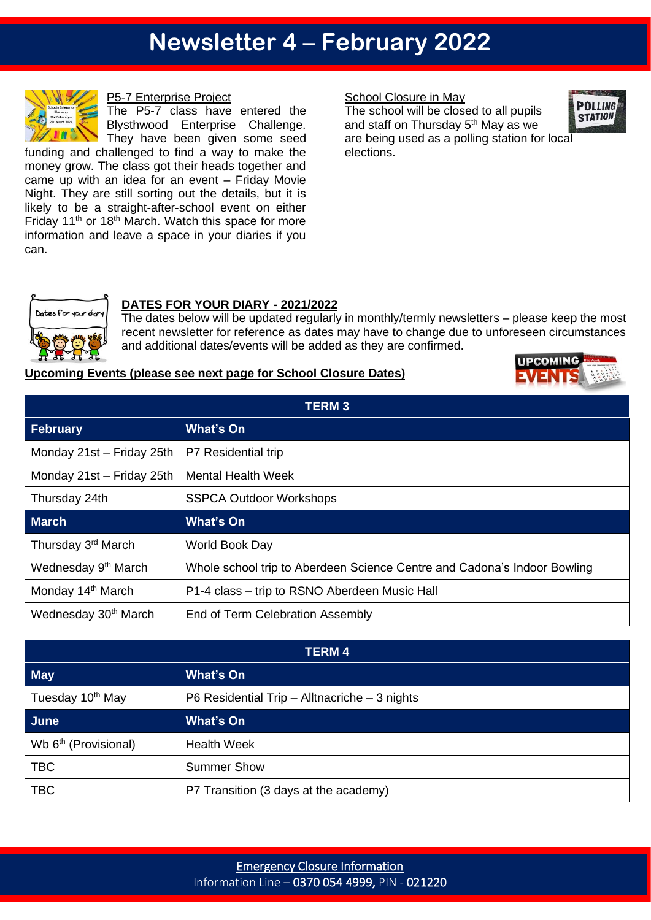# Newsletter 4 – February 2022

## P5-7 Enterprise Project

The P5-7 class have entered the Blysthwood Enterprise Challenge. They have been given some seed funding and challenged to find a way to make the money grow. The class got their heads together and came up with an idea for an event – Friday Movie Night. They are still sorting out the details, but it is likely to be a straight-after-school event on either Friday 11th or 18th March. Watch this space for more information and leave a space in your diaries if you can.

## School Closure in May

The school will be closed to all pupils and staff on Thursday 5th May as we are being used as a polling station for local elections.

## DATES FOR YOUR DIARY - 2021/2022

The dates below will be updated regularly in monthly/termly newsletters – please keep the most recent newsletter for reference as dates may have to change due to unforeseen circumstances and additional dates/events will be added as they are confirmed.

**Upcoming Events (please see next page for School Closure Dates)**

| TERM 3 | |
|---|---|
| **February** | **What's On** |
| Monday 21st – Friday 25th | P7 Residential trip |
| Monday 21st – Friday 25th | Mental Health Week |
| Thursday 24th | SSPCA Outdoor Workshops |
| **March** | **What's On** |
| Thursday 3rd March | World Book Day |
| Wednesday 9th March | Whole school trip to Aberdeen Science Centre and Cadona's Indoor Bowling |
| Monday 14th March | P1-4 class – trip to RSNO Aberdeen Music Hall |
| Wednesday 30th March | End of Term Celebration Assembly |

| TERM 4 | |
|---|---|
| **May** | **What's On** |
| Tuesday 10th May | P6 Residential Trip – Alltnacriche – 3 nights |
| **June** | **What's On** |
| Wb 6th (Provisional) | Health Week |
| TBC | Summer Show |
| TBC | P7 Transition (3 days at the academy) |

**Emergency Closure Information**

Information Line – 0370 054 4999, PIN - 021220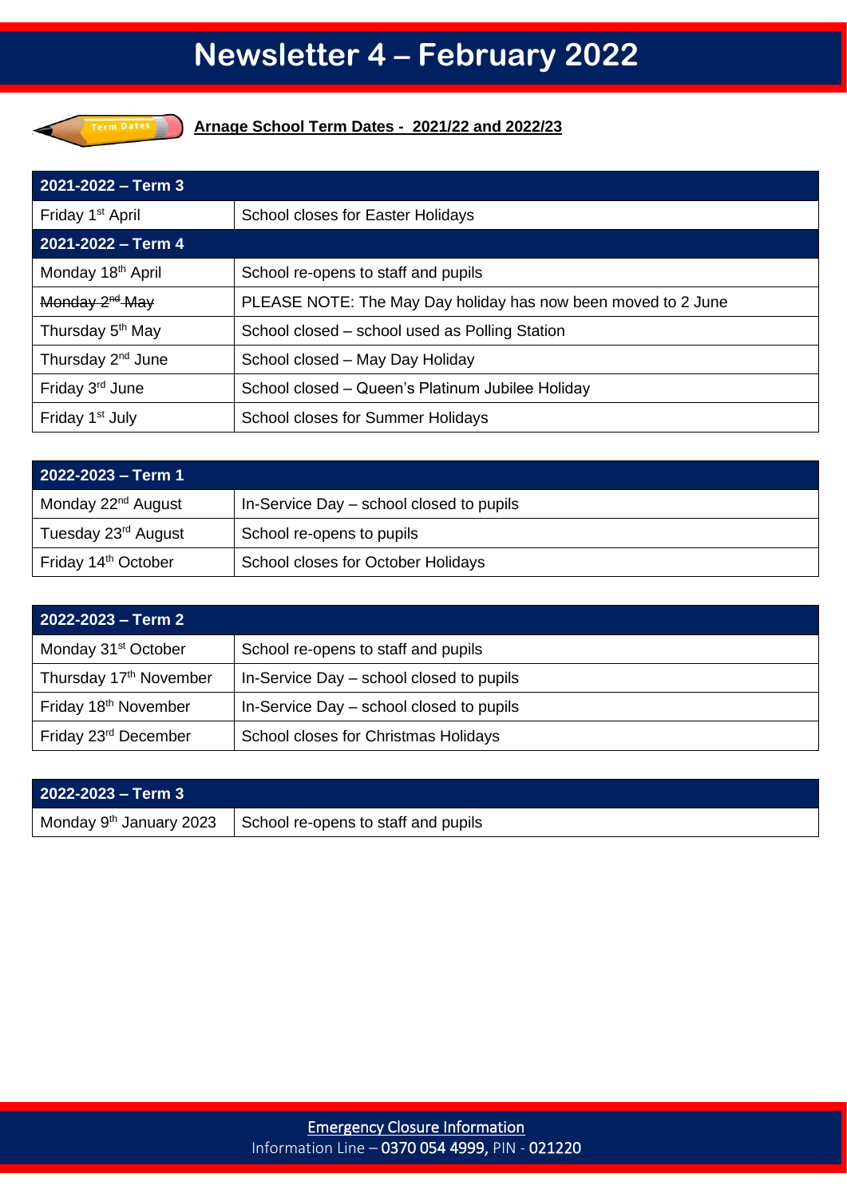# Newsletter 4 – February 2022

**Arnage School Term Dates - 2021/22 and 2022/23**

| **2021-2022 – Term 3** | |
|---|---|
| Friday 1st April | School closes for Easter Holidays |

| **2021-2022 – Term 4** | |
|---|---|
| Monday 18th April | School re-opens to staff and pupils |
| ~~Monday 2nd May~~ | PLEASE NOTE: The May Day holiday has now been moved to 2 June |
| Thursday 5th May | School closed – school used as Polling Station |
| Thursday 2nd June | School closed – May Day Holiday |
| Friday 3rd June | School closed – Queen's Platinum Jubilee Holiday |
| Friday 1st July | School closes for Summer Holidays |

| **2022-2023 – Term 1** | |
|---|---|
| Monday 22nd August | In-Service Day – school closed to pupils |
| Tuesday 23rd August | School re-opens to pupils |
| Friday 14th October | School closes for October Holidays |

| **2022-2023 – Term 2** | |
|---|---|
| Monday 31st October | School re-opens to staff and pupils |
| Thursday 17th November | In-Service Day – school closed to pupils |
| Friday 18th November | In-Service Day – school closed to pupils |
| Friday 23rd December | School closes for Christmas Holidays |

| **2022-2023 – Term 3** | |
|---|---|
| Monday 9th January 2023 | School re-opens to staff and pupils |

**Emergency Closure Information**
Information Line – 0370 054 4999, PIN - 021220